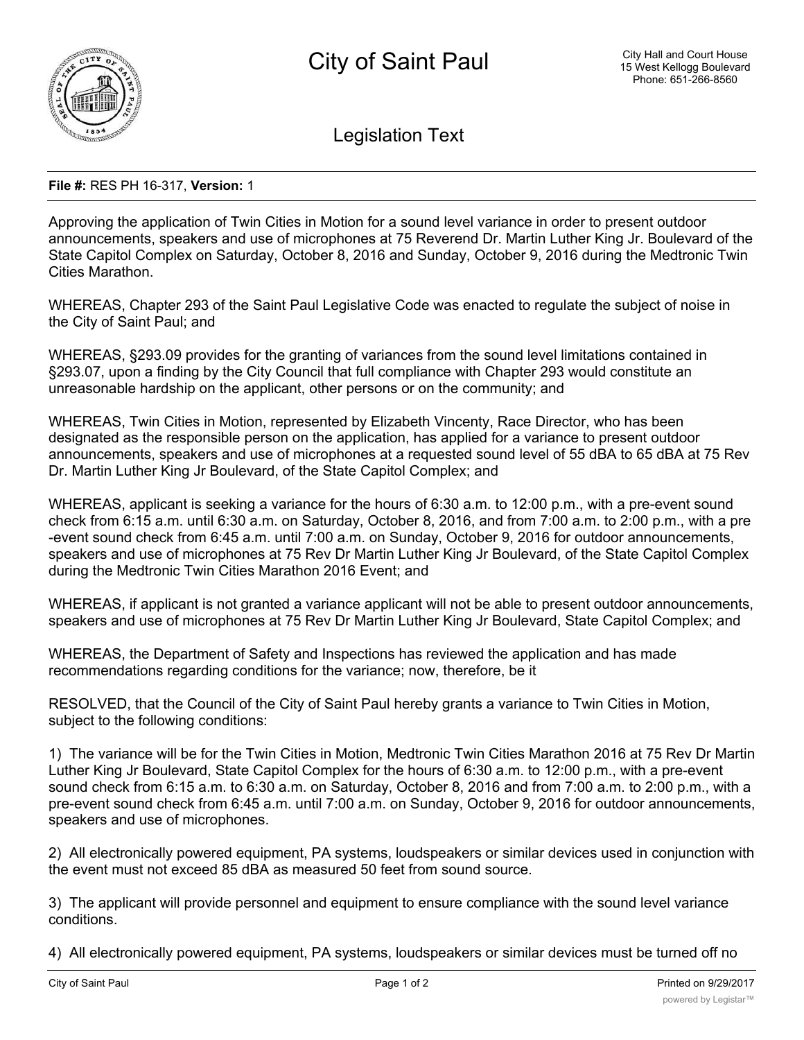# City of Saint Paul

City Hall and Court House
15 West Kellogg Boulevard
Phone: 651-266-8560

## Legislation Text

**File #:** RES PH 16-317, **Version:** 1

Approving the application of Twin Cities in Motion for a sound level variance in order to present outdoor announcements, speakers and use of microphones at 75 Reverend Dr. Martin Luther King Jr. Boulevard of the State Capitol Complex on Saturday, October 8, 2016 and Sunday, October 9, 2016 during the Medtronic Twin Cities Marathon.

WHEREAS, Chapter 293 of the Saint Paul Legislative Code was enacted to regulate the subject of noise in the City of Saint Paul; and

WHEREAS, §293.09 provides for the granting of variances from the sound level limitations contained in §293.07, upon a finding by the City Council that full compliance with Chapter 293 would constitute an unreasonable hardship on the applicant, other persons or on the community; and

WHEREAS, Twin Cities in Motion, represented by Elizabeth Vincenty, Race Director, who has been designated as the responsible person on the application, has applied for a variance to present outdoor announcements, speakers and use of microphones at a requested sound level of 55 dBA to 65 dBA at 75 Rev Dr. Martin Luther King Jr Boulevard, of the State Capitol Complex; and

WHEREAS, applicant is seeking a variance for the hours of 6:30 a.m. to 12:00 p.m., with a pre-event sound check from 6:15 a.m. until 6:30 a.m. on Saturday, October 8, 2016, and from 7:00 a.m. to 2:00 p.m., with a pre-event sound check from 6:45 a.m. until 7:00 a.m. on Sunday, October 9, 2016 for outdoor announcements, speakers and use of microphones at 75 Rev Dr Martin Luther King Jr Boulevard, of the State Capitol Complex during the Medtronic Twin Cities Marathon 2016 Event; and

WHEREAS, if applicant is not granted a variance applicant will not be able to present outdoor announcements, speakers and use of microphones at 75 Rev Dr Martin Luther King Jr Boulevard, State Capitol Complex; and

WHEREAS, the Department of Safety and Inspections has reviewed the application and has made recommendations regarding conditions for the variance; now, therefore, be it

RESOLVED, that the Council of the City of Saint Paul hereby grants a variance to Twin Cities in Motion, subject to the following conditions:

1) The variance will be for the Twin Cities in Motion, Medtronic Twin Cities Marathon 2016 at 75 Rev Dr Martin Luther King Jr Boulevard, State Capitol Complex for the hours of 6:30 a.m. to 12:00 p.m., with a pre-event sound check from 6:15 a.m. to 6:30 a.m. on Saturday, October 8, 2016 and from 7:00 a.m. to 2:00 p.m., with a pre-event sound check from 6:45 a.m. until 7:00 a.m. on Sunday, October 9, 2016 for outdoor announcements, speakers and use of microphones.

2) All electronically powered equipment, PA systems, loudspeakers or similar devices used in conjunction with the event must not exceed 85 dBA as measured 50 feet from sound source.

3) The applicant will provide personnel and equipment to ensure compliance with the sound level variance conditions.

4) All electronically powered equipment, PA systems, loudspeakers or similar devices must be turned off no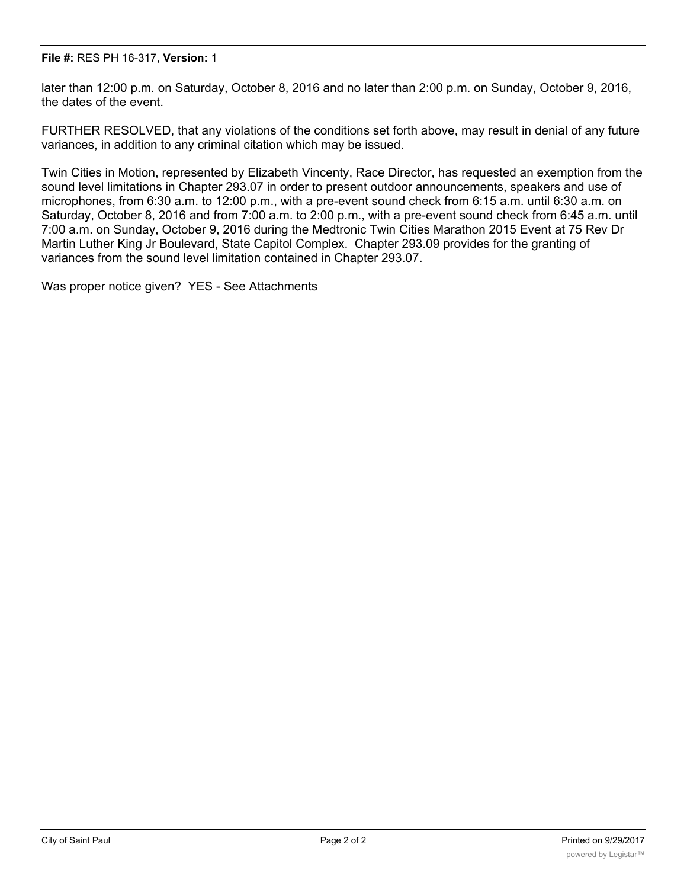later than 12:00 p.m. on Saturday, October 8, 2016 and no later than 2:00 p.m. on Sunday, October 9, 2016, the dates of the event.

FURTHER RESOLVED, that any violations of the conditions set forth above, may result in denial of any future variances, in addition to any criminal citation which may be issued.

Twin Cities in Motion, represented by Elizabeth Vincenty, Race Director, has requested an exemption from the sound level limitations in Chapter 293.07 in order to present outdoor announcements, speakers and use of microphones, from 6:30 a.m. to 12:00 p.m., with a pre-event sound check from 6:15 a.m. until 6:30 a.m. on Saturday, October 8, 2016 and from 7:00 a.m. to 2:00 p.m., with a pre-event sound check from 6:45 a.m. until 7:00 a.m. on Sunday, October 9, 2016 during the Medtronic Twin Cities Marathon 2015 Event at 75 Rev Dr Martin Luther King Jr Boulevard, State Capitol Complex. Chapter 293.09 provides for the granting of variances from the sound level limitation contained in Chapter 293.07.

Was proper notice given? YES - See Attachments